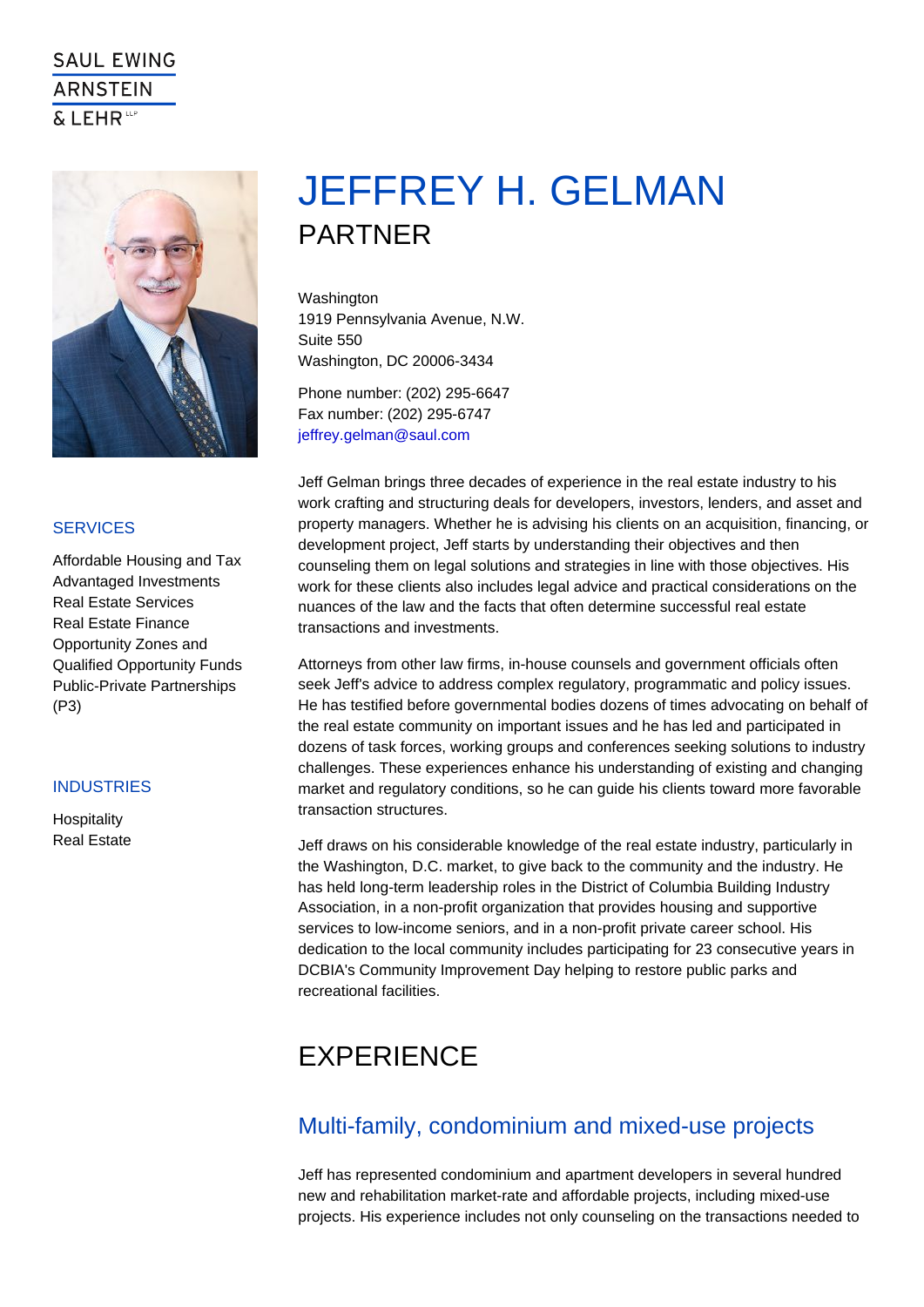SAUL EWING ARNSTEIN & LEHR LLP

# JEFFREY H. GELMAN

## PARTNER

Washington
1919 Pennsylvania Avenue, N.W.
Suite 550
Washington, DC 20006-3434

Phone number: (202) 295-6647
Fax number: (202) 295-6747
jeffrey.gelman@saul.com

### SERVICES

Affordable Housing and Tax Advantaged Investments
Real Estate Services
Real Estate Finance
Opportunity Zones and Qualified Opportunity Funds
Public-Private Partnerships (P3)

### INDUSTRIES

Hospitality
Real Estate

Jeff Gelman brings three decades of experience in the real estate industry to his work crafting and structuring deals for developers, investors, lenders, and asset and property managers. Whether he is advising his clients on an acquisition, financing, or development project, Jeff starts by understanding their objectives and then counseling them on legal solutions and strategies in line with those objectives. His work for these clients also includes legal advice and practical considerations on the nuances of the law and the facts that often determine successful real estate transactions and investments.

Attorneys from other law firms, in-house counsels and government officials often seek Jeff's advice to address complex regulatory, programmatic and policy issues. He has testified before governmental bodies dozens of times advocating on behalf of the real estate community on important issues and he has led and participated in dozens of task forces, working groups and conferences seeking solutions to industry challenges. These experiences enhance his understanding of existing and changing market and regulatory conditions, so he can guide his clients toward more favorable transaction structures.

Jeff draws on his considerable knowledge of the real estate industry, particularly in the Washington, D.C. market, to give back to the community and the industry. He has held long-term leadership roles in the District of Columbia Building Industry Association, in a non-profit organization that provides housing and supportive services to low-income seniors, and in a non-profit private career school. His dedication to the local community includes participating for 23 consecutive years in DCBIA's Community Improvement Day helping to restore public parks and recreational facilities.

## EXPERIENCE

### Multi-family, condominium and mixed-use projects

Jeff has represented condominium and apartment developers in several hundred new and rehabilitation market-rate and affordable projects, including mixed-use projects. His experience includes not only counseling on the transactions needed to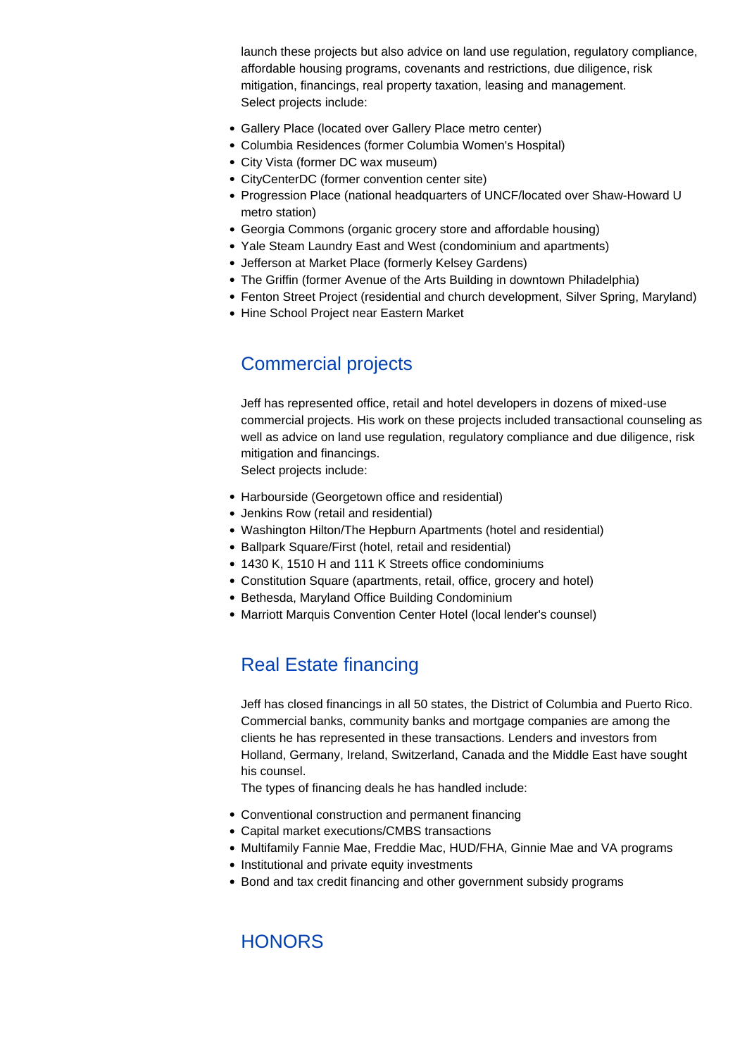launch these projects but also advice on land use regulation, regulatory compliance, affordable housing programs, covenants and restrictions, due diligence, risk mitigation, financings, real property taxation, leasing and management.
Select projects include:

- Gallery Place (located over Gallery Place metro center)
- Columbia Residences (former Columbia Women's Hospital)
- City Vista (former DC wax museum)
- CityCenterDC (former convention center site)
- Progression Place (national headquarters of UNCF/located over Shaw-Howard U metro station)
- Georgia Commons (organic grocery store and affordable housing)
- Yale Steam Laundry East and West (condominium and apartments)
- Jefferson at Market Place (formerly Kelsey Gardens)
- The Griffin (former Avenue of the Arts Building in downtown Philadelphia)
- Fenton Street Project (residential and church development, Silver Spring, Maryland)
- Hine School Project near Eastern Market

## Commercial projects

Jeff has represented office, retail and hotel developers in dozens of mixed-use commercial projects. His work on these projects included transactional counseling as well as advice on land use regulation, regulatory compliance and due diligence, risk mitigation and financings.
Select projects include:

- Harbourside (Georgetown office and residential)
- Jenkins Row (retail and residential)
- Washington Hilton/The Hepburn Apartments (hotel and residential)
- Ballpark Square/First (hotel, retail and residential)
- 1430 K, 1510 H and 111 K Streets office condominiums
- Constitution Square (apartments, retail, office, grocery and hotel)
- Bethesda, Maryland Office Building Condominium
- Marriott Marquis Convention Center Hotel (local lender's counsel)

## Real Estate financing

Jeff has closed financings in all 50 states, the District of Columbia and Puerto Rico. Commercial banks, community banks and mortgage companies are among the clients he has represented in these transactions. Lenders and investors from Holland, Germany, Ireland, Switzerland, Canada and the Middle East have sought his counsel.
The types of financing deals he has handled include:

- Conventional construction and permanent financing
- Capital market executions/CMBS transactions
- Multifamily Fannie Mae, Freddie Mac, HUD/FHA, Ginnie Mae and VA programs
- Institutional and private equity investments
- Bond and tax credit financing and other government subsidy programs

## HONORS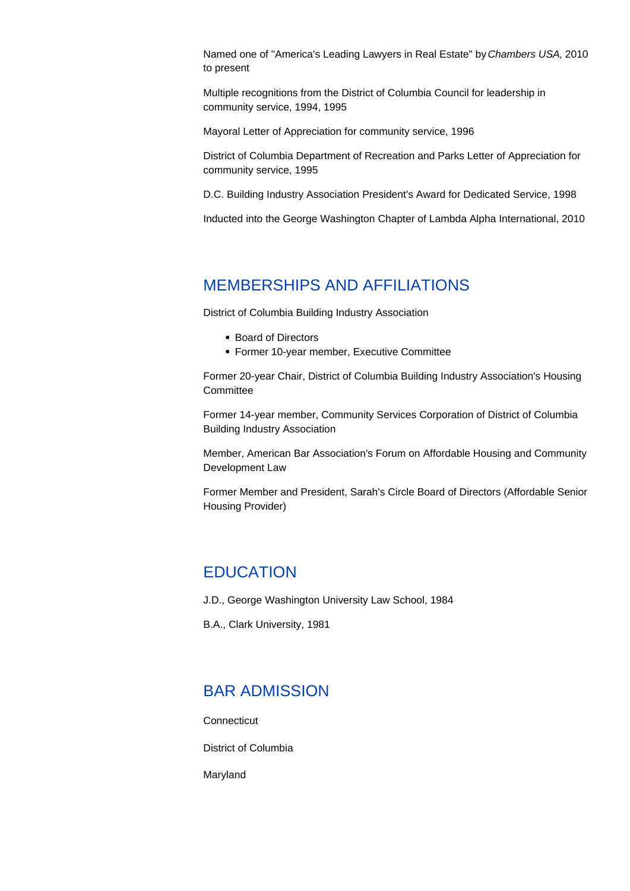Named one of "America's Leading Lawyers in Real Estate" by *Chambers USA,* 2010 to present

Multiple recognitions from the District of Columbia Council for leadership in community service, 1994, 1995

Mayoral Letter of Appreciation for community service, 1996

District of Columbia Department of Recreation and Parks Letter of Appreciation for community service, 1995

D.C. Building Industry Association President's Award for Dedicated Service, 1998

Inducted into the George Washington Chapter of Lambda Alpha International, 2010

## MEMBERSHIPS AND AFFILIATIONS

District of Columbia Building Industry Association

- Board of Directors
- Former 10-year member, Executive Committee

Former 20-year Chair, District of Columbia Building Industry Association's Housing Committee

Former 14-year member, Community Services Corporation of District of Columbia Building Industry Association

Member, American Bar Association's Forum on Affordable Housing and Community Development Law

Former Member and President, Sarah's Circle Board of Directors (Affordable Senior Housing Provider)

## EDUCATION

J.D., George Washington University Law School, 1984

B.A., Clark University, 1981

## BAR ADMISSION

Connecticut

District of Columbia

Maryland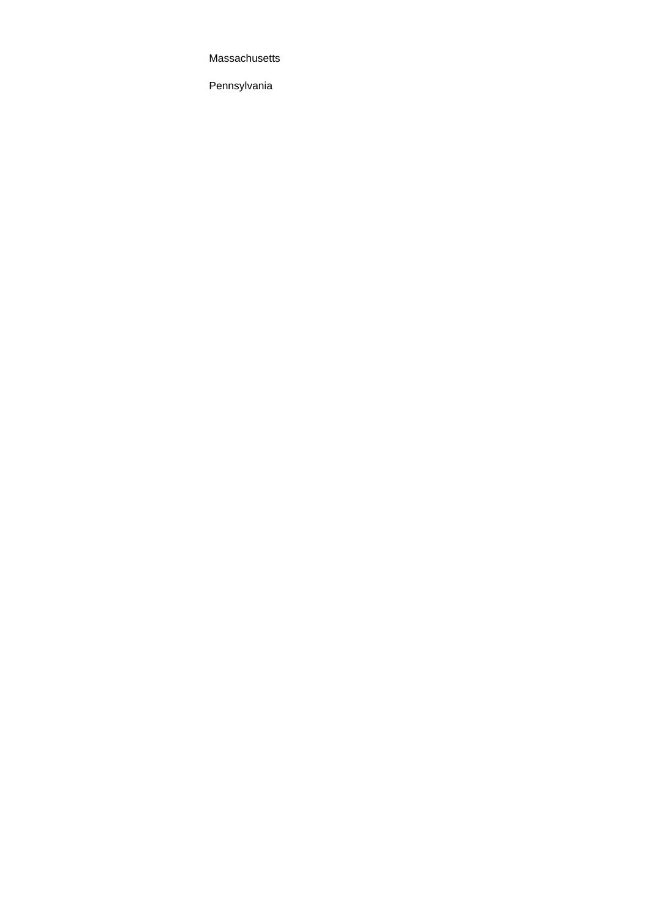Massachusetts

Pennsylvania